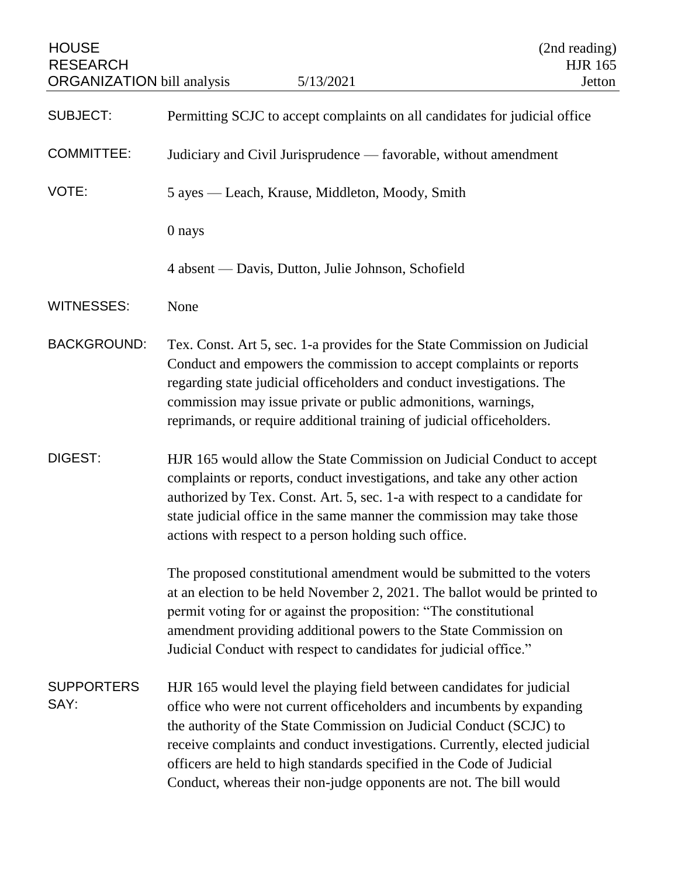HOUSE RESEARCH ORGANIZATION bill analysis — 5/13/2021 — (2nd reading) HJR 165 — Jetton

| | |
|---|---|
| SUBJECT: | Permitting SCJC to accept complaints on all candidates for judicial office |
| COMMITTEE: | Judiciary and Civil Jurisprudence — favorable, without amendment |
| VOTE: | 5 ayes — Leach, Krause, Middleton, Moody, Smith<br><br>0 nays<br><br>4 absent — Davis, Dutton, Julie Johnson, Schofield |
| WITNESSES: | None |

**BACKGROUND:** Tex. Const. Art 5, sec. 1-a provides for the State Commission on Judicial Conduct and empowers the commission to accept complaints or reports regarding state judicial officeholders and conduct investigations. The commission may issue private or public admonitions, warnings, reprimands, or require additional training of judicial officeholders.

**DIGEST:** HJR 165 would allow the State Commission on Judicial Conduct to accept complaints or reports, conduct investigations, and take any other action authorized by Tex. Const. Art. 5, sec. 1-a with respect to a candidate for state judicial office in the same manner the commission may take those actions with respect to a person holding such office.

The proposed constitutional amendment would be submitted to the voters at an election to be held November 2, 2021. The ballot would be printed to permit voting for or against the proposition: "The constitutional amendment providing additional powers to the State Commission on Judicial Conduct with respect to candidates for judicial office."

**SUPPORTERS SAY:** HJR 165 would level the playing field between candidates for judicial office who were not current officeholders and incumbents by expanding the authority of the State Commission on Judicial Conduct (SCJC) to receive complaints and conduct investigations. Currently, elected judicial officers are held to high standards specified in the Code of Judicial Conduct, whereas their non-judge opponents are not. The bill would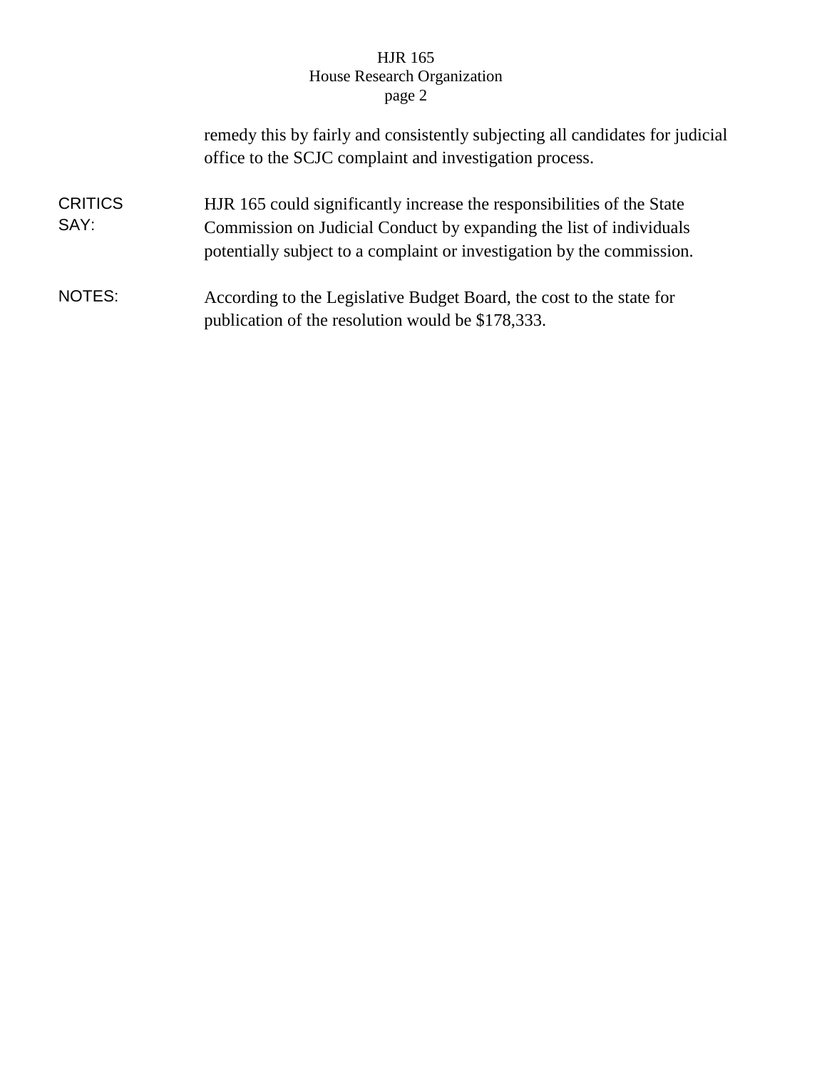remedy this by fairly and consistently subjecting all candidates for judicial office to the SCJC complaint and investigation process.

**CRITICS SAY:** HJR 165 could significantly increase the responsibilities of the State Commission on Judicial Conduct by expanding the list of individuals potentially subject to a complaint or investigation by the commission.

**NOTES:** According to the Legislative Budget Board, the cost to the state for publication of the resolution would be $178,333.